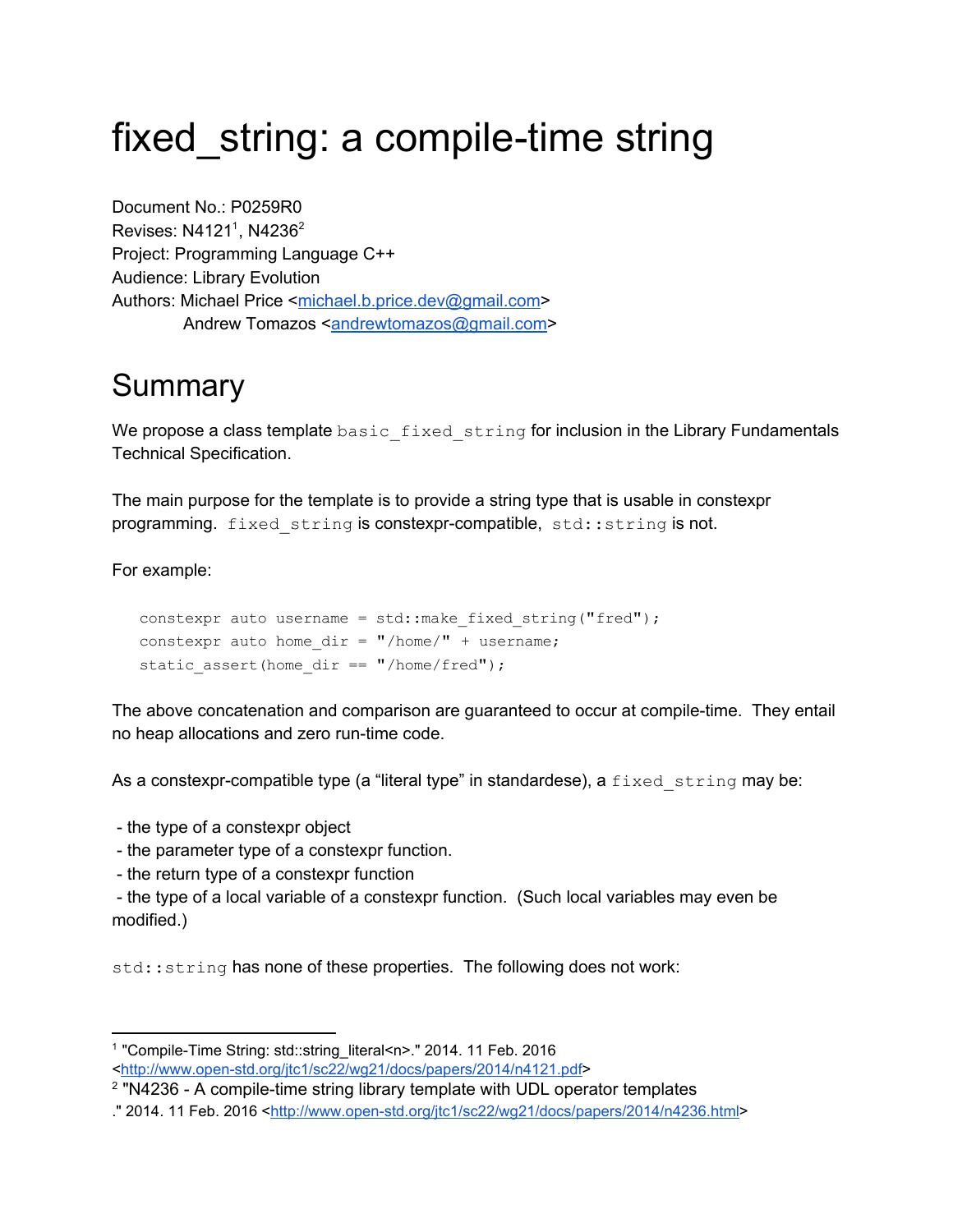# fixed_string: a compile-time string

Document No.: P0259R0
Revises: N4121[1], N4236[2]
Project: Programming Language C++
Audience: Library Evolution
Authors: Michael Price <michael.b.price.dev@gmail.com>
Andrew Tomazos <andrewtomazos@gmail.com>

## Summary

We propose a class template `basic_fixed_string` for inclusion in the Library Fundamentals Technical Specification.

The main purpose for the template is to provide a string type that is usable in constexpr programming. `fixed_string` is constexpr-compatible, `std::string` is not.

For example:

```
constexpr auto username = std::make_fixed_string("fred");
constexpr auto home_dir = "/home/" + username;
static_assert(home_dir == "/home/fred");
```

The above concatenation and comparison are guaranteed to occur at compile-time. They entail no heap allocations and zero run-time code.

As a constexpr-compatible type (a "literal type" in standardese), a `fixed_string` may be:

- the type of a constexpr object
- the parameter type of a constexpr function.
- the return type of a constexpr function
- the type of a local variable of a constexpr function. (Such local variables may even be modified.)

`std::string` has none of these properties. The following does not work:

---

[1] "Compile-Time String: std::string_literal<n>." 2014. 11 Feb. 2016 <http://www.open-std.org/jtc1/sc22/wg21/docs/papers/2014/n4121.pdf>

[2] "N4236 - A compile-time string library template with UDL operator templates ." 2014. 11 Feb. 2016 <http://www.open-std.org/jtc1/sc22/wg21/docs/papers/2014/n4236.html>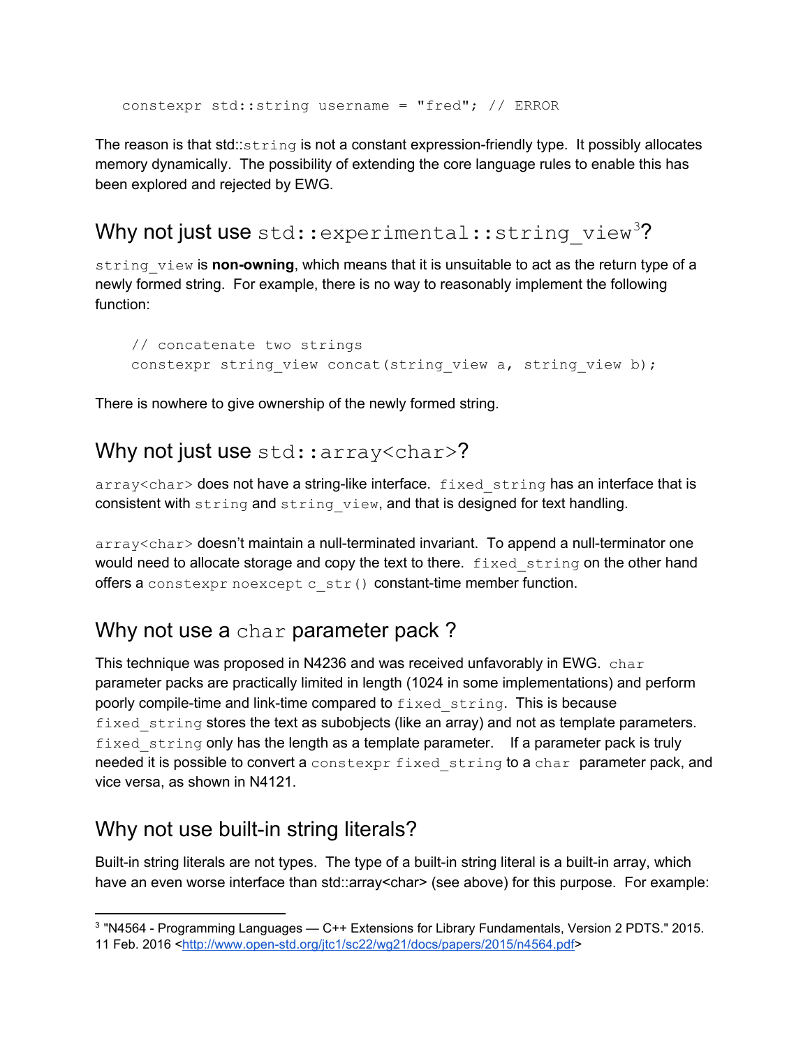```
constexpr std::string username = "fred"; // ERROR
```

The reason is that std::`string` is not a constant expression-friendly type. It possibly allocates memory dynamically. The possibility of extending the core language rules to enable this has been explored and rejected by EWG.

## Why not just use `std::experimental::string_view`[3]?

`string_view` is **non-owning**, which means that it is unsuitable to act as the return type of a newly formed string. For example, there is no way to reasonably implement the following function:

```
// concatenate two strings
constexpr string_view concat(string_view a, string_view b);
```

There is nowhere to give ownership of the newly formed string.

## Why not just use `std::array<char>`?

`array<char>` does not have a string-like interface. `fixed_string` has an interface that is consistent with `string` and `string_view`, and that is designed for text handling.

`array<char>` doesn't maintain a null-terminated invariant. To append a null-terminator one would need to allocate storage and copy the text to there. `fixed_string` on the other hand offers a `constexpr noexcept c_str()` constant-time member function.

## Why not use a `char` parameter pack ?

This technique was proposed in N4236 and was received unfavorably in EWG. `char` parameter packs are practically limited in length (1024 in some implementations) and perform poorly compile-time and link-time compared to `fixed_string`. This is because `fixed_string` stores the text as subobjects (like an array) and not as template parameters. `fixed_string` only has the length as a template parameter. If a parameter pack is truly needed it is possible to convert a `constexpr fixed_string` to a `char` parameter pack, and vice versa, as shown in N4121.

## Why not use built-in string literals?

Built-in string literals are not types. The type of a built-in string literal is a built-in array, which have an even worse interface than std::array<char> (see above) for this purpose. For example:

[3] "N4564 - Programming Languages — C++ Extensions for Library Fundamentals, Version 2 PDTS." 2015. 11 Feb. 2016 <http://www.open-std.org/jtc1/sc22/wg21/docs/papers/2015/n4564.pdf>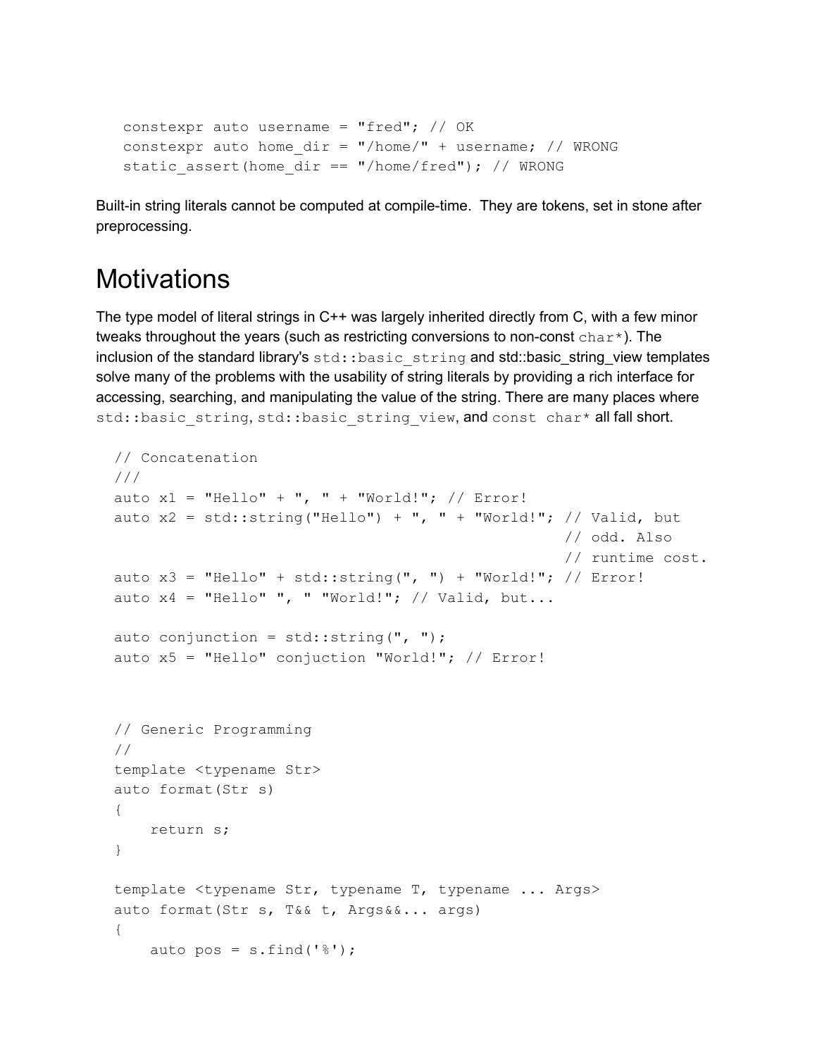```
constexpr auto username = "fred"; // OK
constexpr auto home_dir = "/home/" + username; // WRONG
static_assert(home_dir == "/home/fred"); // WRONG
```

Built-in string literals cannot be computed at compile-time. They are tokens, set in stone after preprocessing.

# Motivations

The type model of literal strings in C++ was largely inherited directly from C, with a few minor tweaks throughout the years (such as restricting conversions to non-const `char*`). The inclusion of the standard library's `std::basic_string` and std::basic_string_view templates solve many of the problems with the usability of string literals by providing a rich interface for accessing, searching, and manipulating the value of the string. There are many places where `std::basic_string`, `std::basic_string_view`, and `const char*` all fall short.

```
// Concatenation
///
auto x1 = "Hello" + ", " + "World!"; // Error!
auto x2 = std::string("Hello") + ", " + "World!"; // Valid, but
                                                   // odd. Also
                                                   // runtime cost.
auto x3 = "Hello" + std::string(", ") + "World!"; // Error!
auto x4 = "Hello" ", " "World!"; // Valid, but...

auto conjunction = std::string(", ");
auto x5 = "Hello" conjuction "World!"; // Error!



// Generic Programming
//
template <typename Str>
auto format(Str s)
{
    return s;
}

template <typename Str, typename T, typename ... Args>
auto format(Str s, T&& t, Args&&... args)
{
    auto pos = s.find('%');
```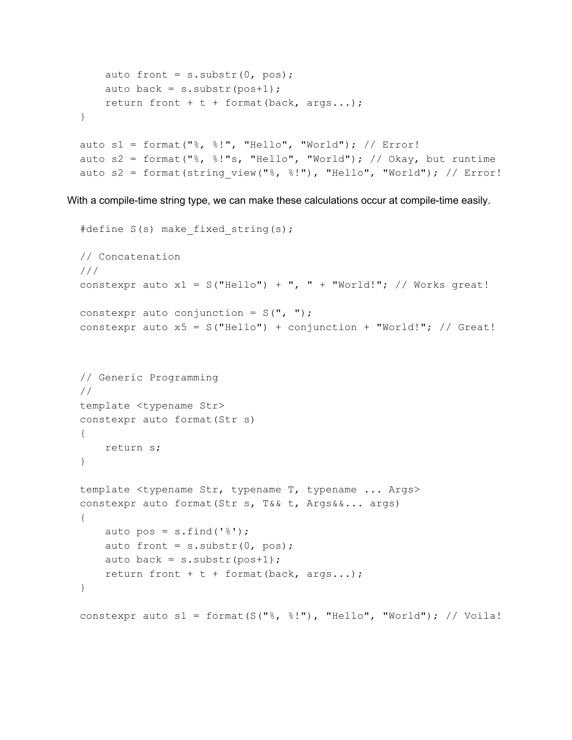```
    auto front = s.substr(0, pos);
    auto back = s.substr(pos+1);
    return front + t + format(back, args...);
}

auto s1 = format("%, %!", "Hello", "World"); // Error!
auto s2 = format("%, %!"s, "Hello", "World"); // Okay, but runtime
auto s2 = format(string_view("%, %!"), "Hello", "World"); // Error!
```

With a compile-time string type, we can make these calculations occur at compile-time easily.

```
#define S(s) make_fixed_string(s);

// Concatenation
///
constexpr auto x1 = S("Hello") + ", " + "World!"; // Works great!

constexpr auto conjunction = S(", ");
constexpr auto x5 = S("Hello") + conjunction + "World!"; // Great!



// Generic Programming
//
template <typename Str>
constexpr auto format(Str s)
{
    return s;
}

template <typename Str, typename T, typename ... Args>
constexpr auto format(Str s, T&& t, Args&&... args)
{
    auto pos = s.find('%');
    auto front = s.substr(0, pos);
    auto back = s.substr(pos+1);
    return front + t + format(back, args...);
}

constexpr auto s1 = format(S("%, %!"), "Hello", "World"); // Voila!
```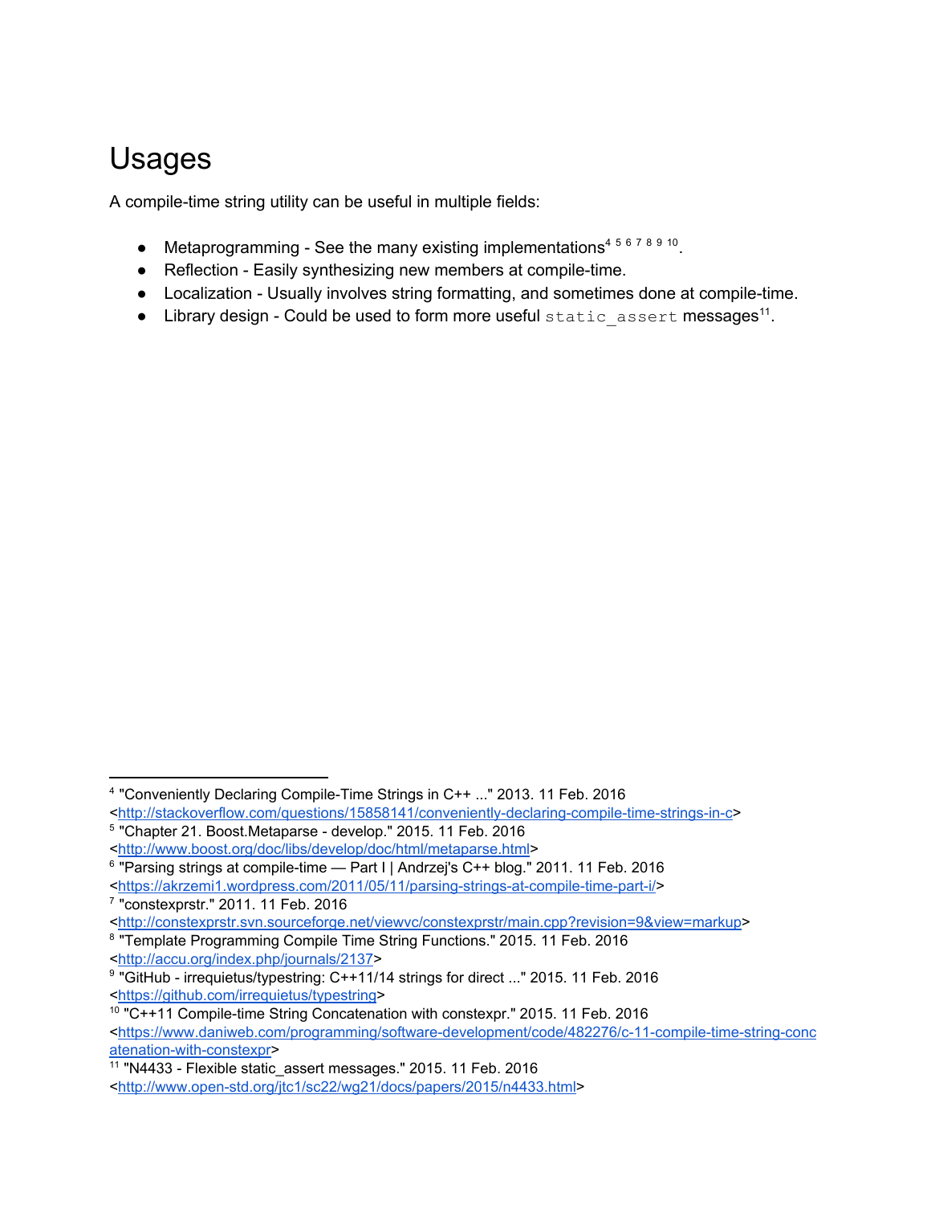# Usages

A compile-time string utility can be useful in multiple fields:

- Metaprogramming - See the many existing implementations[4] [5] [6] [7] [8] [9] [10].
- Reflection - Easily synthesizing new members at compile-time.
- Localization - Usually involves string formatting, and sometimes done at compile-time.
- Library design - Could be used to form more useful `static_assert` messages[11].

---

[4] "Conveniently Declaring Compile-Time Strings in C++ ..." 2013. 11 Feb. 2016 <http://stackoverflow.com/questions/15858141/conveniently-declaring-compile-time-strings-in-c>

[5] "Chapter 21. Boost.Metaparse - develop." 2015. 11 Feb. 2016 <http://www.boost.org/doc/libs/develop/doc/html/metaparse.html>

[6] "Parsing strings at compile-time — Part I | Andrzej's C++ blog." 2011. 11 Feb. 2016 <https://akrzemi1.wordpress.com/2011/05/11/parsing-strings-at-compile-time-part-i/>

[7] "constexprstr." 2011. 11 Feb. 2016 <http://constexprstr.svn.sourceforge.net/viewvc/constexprstr/main.cpp?revision=9&view=markup>

[8] "Template Programming Compile Time String Functions." 2015. 11 Feb. 2016 <http://accu.org/index.php/journals/2137>

[9] "GitHub - irrequietus/typestring: C++11/14 strings for direct ..." 2015. 11 Feb. 2016 <https://github.com/irrequietus/typestring>

[10] "C++11 Compile-time String Concatenation with constexpr." 2015. 11 Feb. 2016 <https://www.daniweb.com/programming/software-development/code/482276/c-11-compile-time-string-concatenation-with-constexpr>

[11] "N4433 - Flexible static_assert messages." 2015. 11 Feb. 2016 <http://www.open-std.org/jtc1/sc22/wg21/docs/papers/2015/n4433.html>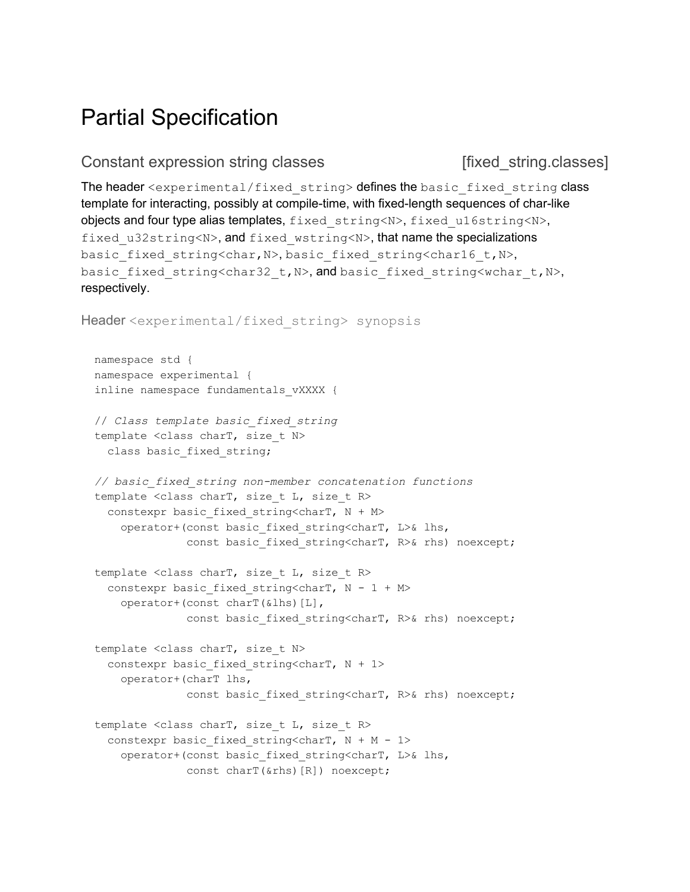# Partial Specification

## Constant expression string classes [fixed_string.classes]

The header `<experimental/fixed_string>` defines the `basic_fixed_string` class template for interacting, possibly at compile-time, with fixed-length sequences of char-like objects and four type alias templates, `fixed_string<N>`, `fixed_u16string<N>`, `fixed_u32string<N>`, and `fixed_wstring<N>`, that name the specializations `basic_fixed_string<char,N>`, `basic_fixed_string<char16_t,N>`, `basic_fixed_string<char32_t,N>`, and `basic_fixed_string<wchar_t,N>`, respectively.

### Header `<experimental/fixed_string>` synopsis

```
namespace std {
namespace experimental {
inline namespace fundamentals_vXXXX {

// Class template basic_fixed_string
template <class charT, size_t N>
  class basic_fixed_string;

// basic_fixed_string non-member concatenation functions
template <class charT, size_t L, size_t R>
  constexpr basic_fixed_string<charT, N + M>
    operator+(const basic_fixed_string<charT, L>& lhs,
              const basic_fixed_string<charT, R>& rhs) noexcept;

template <class charT, size_t L, size_t R>
  constexpr basic_fixed_string<charT, N - 1 + M>
    operator+(const charT(&lhs)[L],
              const basic_fixed_string<charT, R>& rhs) noexcept;

template <class charT, size_t N>
  constexpr basic_fixed_string<charT, N + 1>
    operator+(charT lhs,
              const basic_fixed_string<charT, R>& rhs) noexcept;

template <class charT, size_t L, size_t R>
  constexpr basic_fixed_string<charT, N + M - 1>
    operator+(const basic_fixed_string<charT, L>& lhs,
              const charT(&rhs)[R]) noexcept;
```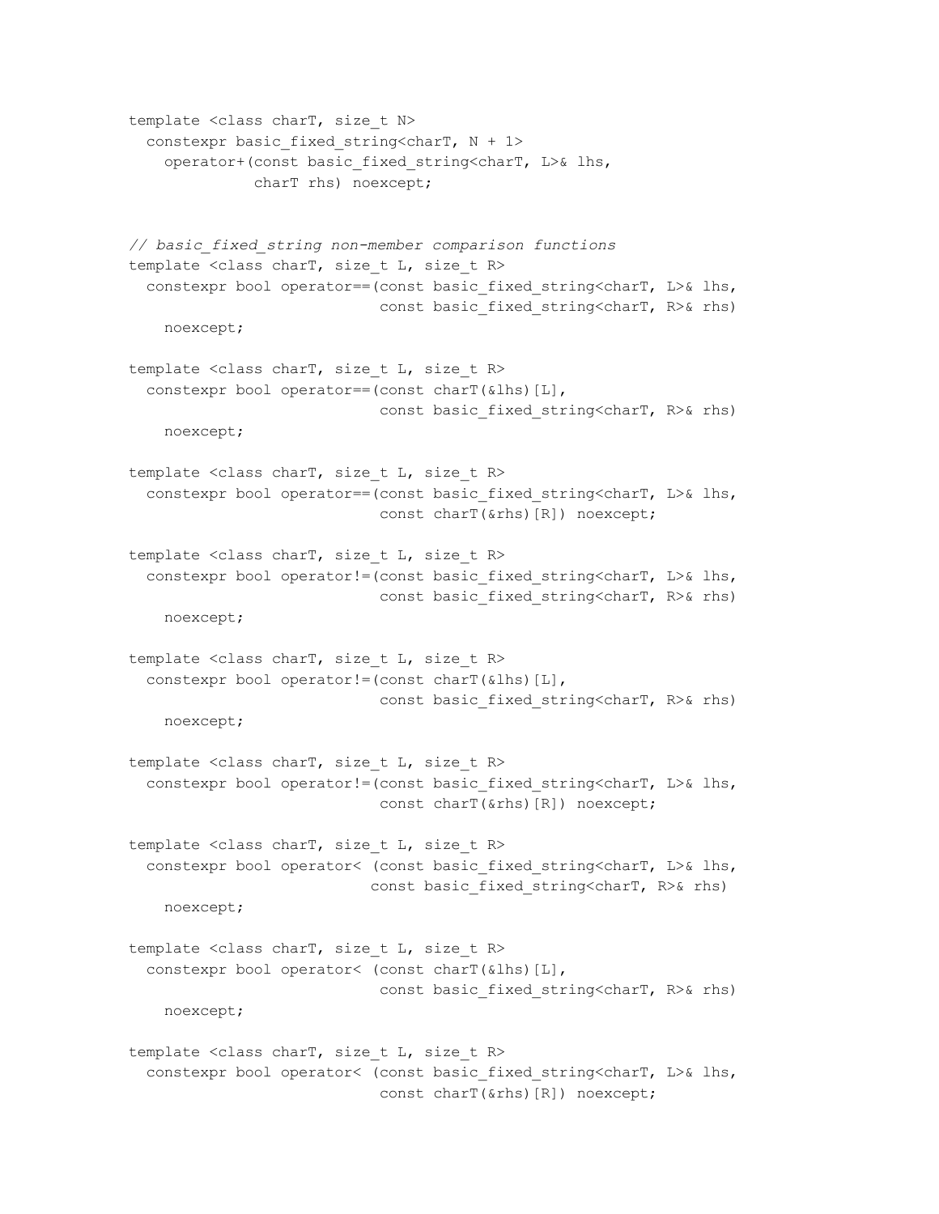```
template <class charT, size_t N>
  constexpr basic_fixed_string<charT, N + 1>
    operator+(const basic_fixed_string<charT, L>& lhs,
              charT rhs) noexcept;


// basic_fixed_string non-member comparison functions
template <class charT, size_t L, size_t R>
  constexpr bool operator==(const basic_fixed_string<charT, L>& lhs,
                            const basic_fixed_string<charT, R>& rhs)
    noexcept;

template <class charT, size_t L, size_t R>
  constexpr bool operator==(const charT(&lhs)[L],
                            const basic_fixed_string<charT, R>& rhs)
    noexcept;

template <class charT, size_t L, size_t R>
  constexpr bool operator==(const basic_fixed_string<charT, L>& lhs,
                            const charT(&rhs)[R]) noexcept;

template <class charT, size_t L, size_t R>
  constexpr bool operator!=(const basic_fixed_string<charT, L>& lhs,
                            const basic_fixed_string<charT, R>& rhs)
    noexcept;

template <class charT, size_t L, size_t R>
  constexpr bool operator!=(const charT(&lhs)[L],
                            const basic_fixed_string<charT, R>& rhs)
    noexcept;

template <class charT, size_t L, size_t R>
  constexpr bool operator!=(const basic_fixed_string<charT, L>& lhs,
                            const charT(&rhs)[R]) noexcept;

template <class charT, size_t L, size_t R>
  constexpr bool operator< (const basic_fixed_string<charT, L>& lhs,
                           const basic_fixed_string<charT, R>& rhs)
    noexcept;

template <class charT, size_t L, size_t R>
  constexpr bool operator< (const charT(&lhs)[L],
                            const basic_fixed_string<charT, R>& rhs)
    noexcept;

template <class charT, size_t L, size_t R>
  constexpr bool operator< (const basic_fixed_string<charT, L>& lhs,
                            const charT(&rhs)[R]) noexcept;
```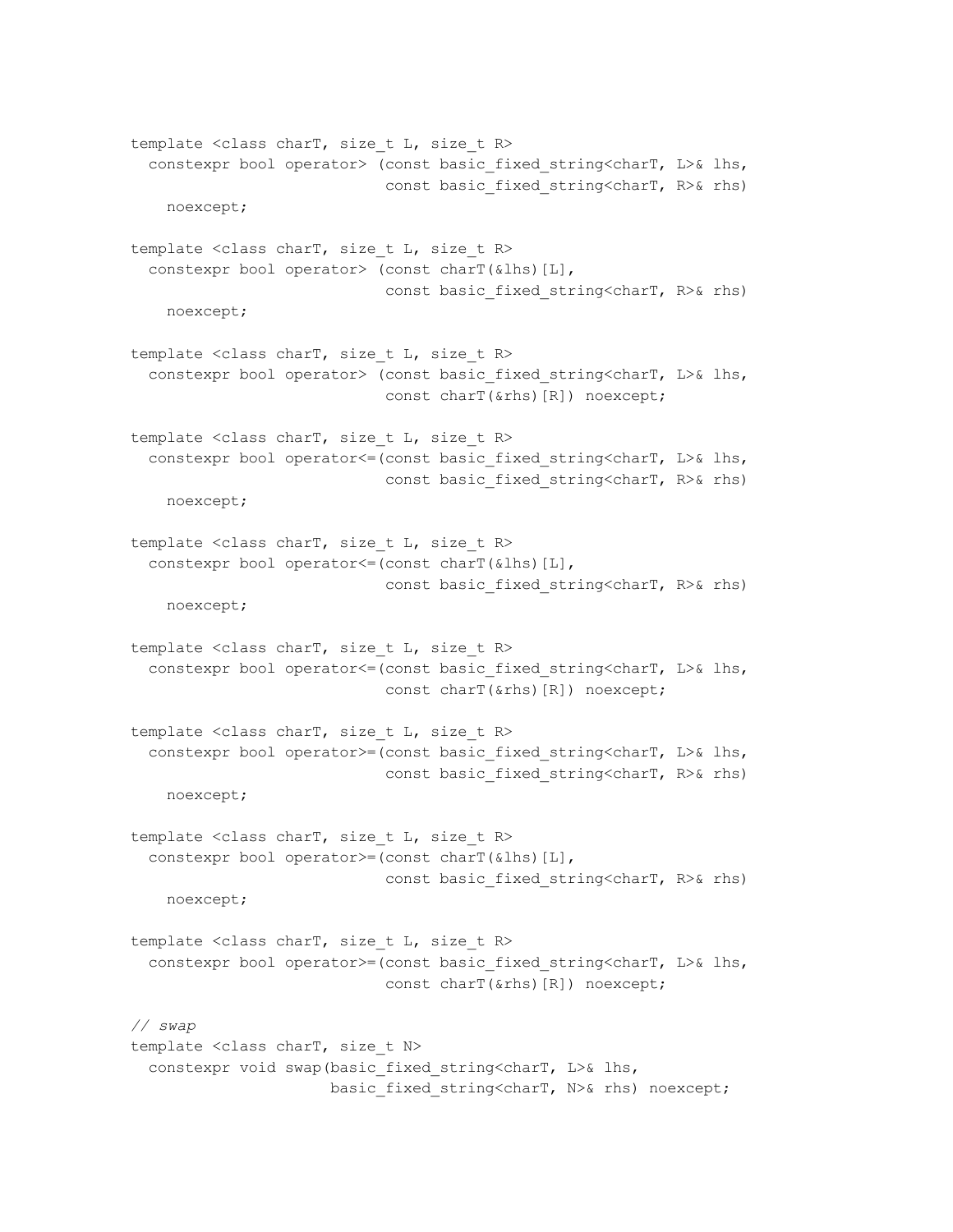```
template <class charT, size_t L, size_t R>
  constexpr bool operator> (const basic_fixed_string<charT, L>& lhs,
                            const basic_fixed_string<charT, R>& rhs)
    noexcept;

template <class charT, size_t L, size_t R>
  constexpr bool operator> (const charT(&lhs)[L],
                            const basic_fixed_string<charT, R>& rhs)
    noexcept;

template <class charT, size_t L, size_t R>
  constexpr bool operator> (const basic_fixed_string<charT, L>& lhs,
                            const charT(&rhs)[R]) noexcept;

template <class charT, size_t L, size_t R>
  constexpr bool operator<=(const basic_fixed_string<charT, L>& lhs,
                            const basic_fixed_string<charT, R>& rhs)
    noexcept;

template <class charT, size_t L, size_t R>
  constexpr bool operator<=(const charT(&lhs)[L],
                            const basic_fixed_string<charT, R>& rhs)
    noexcept;

template <class charT, size_t L, size_t R>
  constexpr bool operator<=(const basic_fixed_string<charT, L>& lhs,
                            const charT(&rhs)[R]) noexcept;

template <class charT, size_t L, size_t R>
  constexpr bool operator>=(const basic_fixed_string<charT, L>& lhs,
                            const basic_fixed_string<charT, R>& rhs)
    noexcept;

template <class charT, size_t L, size_t R>
  constexpr bool operator>=(const charT(&lhs)[L],
                            const basic_fixed_string<charT, R>& rhs)
    noexcept;

template <class charT, size_t L, size_t R>
  constexpr bool operator>=(const basic_fixed_string<charT, L>& lhs,
                            const charT(&rhs)[R]) noexcept;

// swap
template <class charT, size_t N>
  constexpr void swap(basic_fixed_string<charT, L>& lhs,
                      basic_fixed_string<charT, N>& rhs) noexcept;
```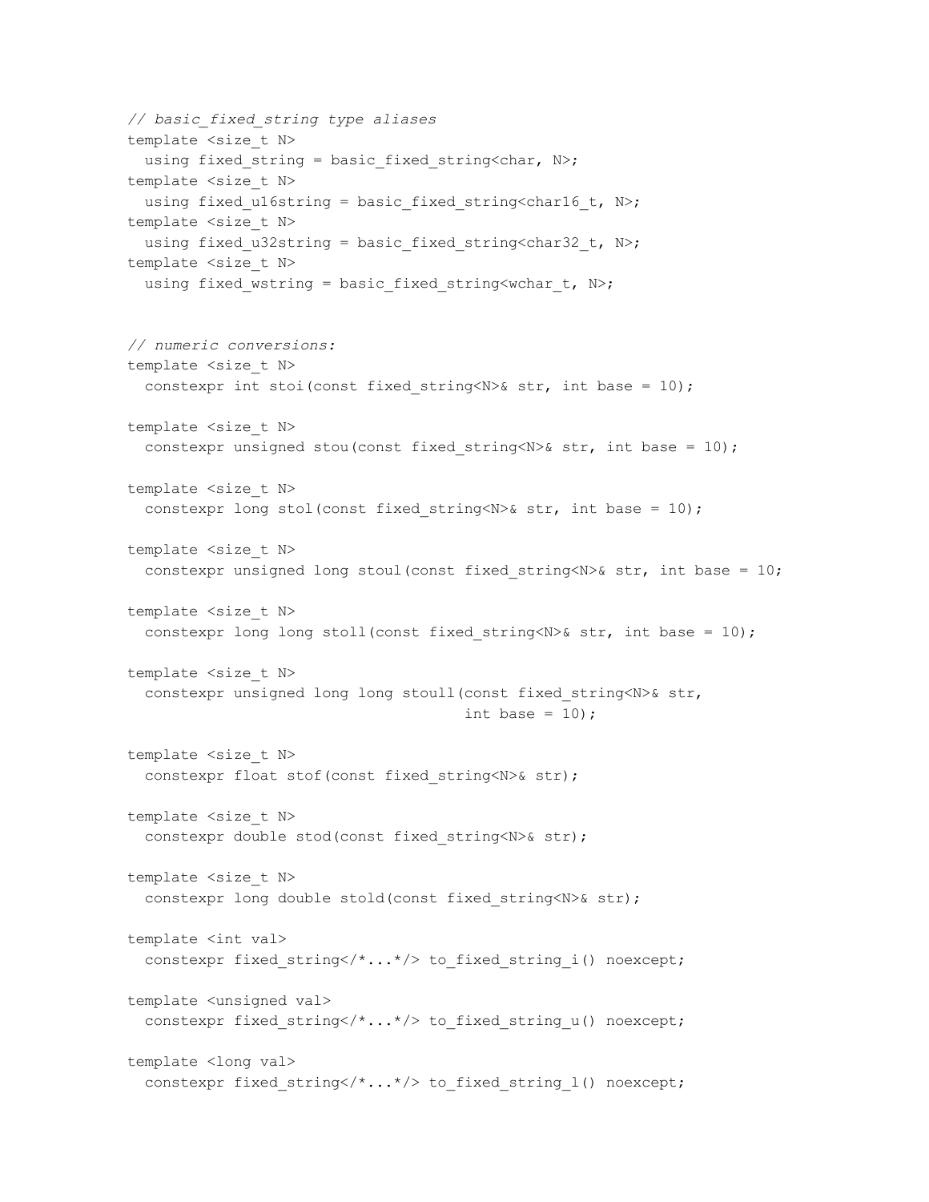```
// basic_fixed_string type aliases
template <size_t N>
  using fixed_string = basic_fixed_string<char, N>;
template <size_t N>
  using fixed_u16string = basic_fixed_string<char16_t, N>;
template <size_t N>
  using fixed_u32string = basic_fixed_string<char32_t, N>;
template <size_t N>
  using fixed_wstring = basic_fixed_string<wchar_t, N>;


// numeric conversions:
template <size_t N>
  constexpr int stoi(const fixed_string<N>& str, int base = 10);

template <size_t N>
  constexpr unsigned stou(const fixed_string<N>& str, int base = 10);

template <size_t N>
  constexpr long stol(const fixed_string<N>& str, int base = 10);

template <size_t N>
  constexpr unsigned long stoul(const fixed_string<N>& str, int base = 10;

template <size_t N>
  constexpr long long stoll(const fixed_string<N>& str, int base = 10);

template <size_t N>
  constexpr unsigned long long stoull(const fixed_string<N>& str,
                                      int base = 10);

template <size_t N>
  constexpr float stof(const fixed_string<N>& str);

template <size_t N>
  constexpr double stod(const fixed_string<N>& str);

template <size_t N>
  constexpr long double stold(const fixed_string<N>& str);

template <int val>
  constexpr fixed_string</*...*/> to_fixed_string_i() noexcept;

template <unsigned val>
  constexpr fixed_string</*...*/> to_fixed_string_u() noexcept;

template <long val>
  constexpr fixed_string</*...*/> to_fixed_string_l() noexcept;
```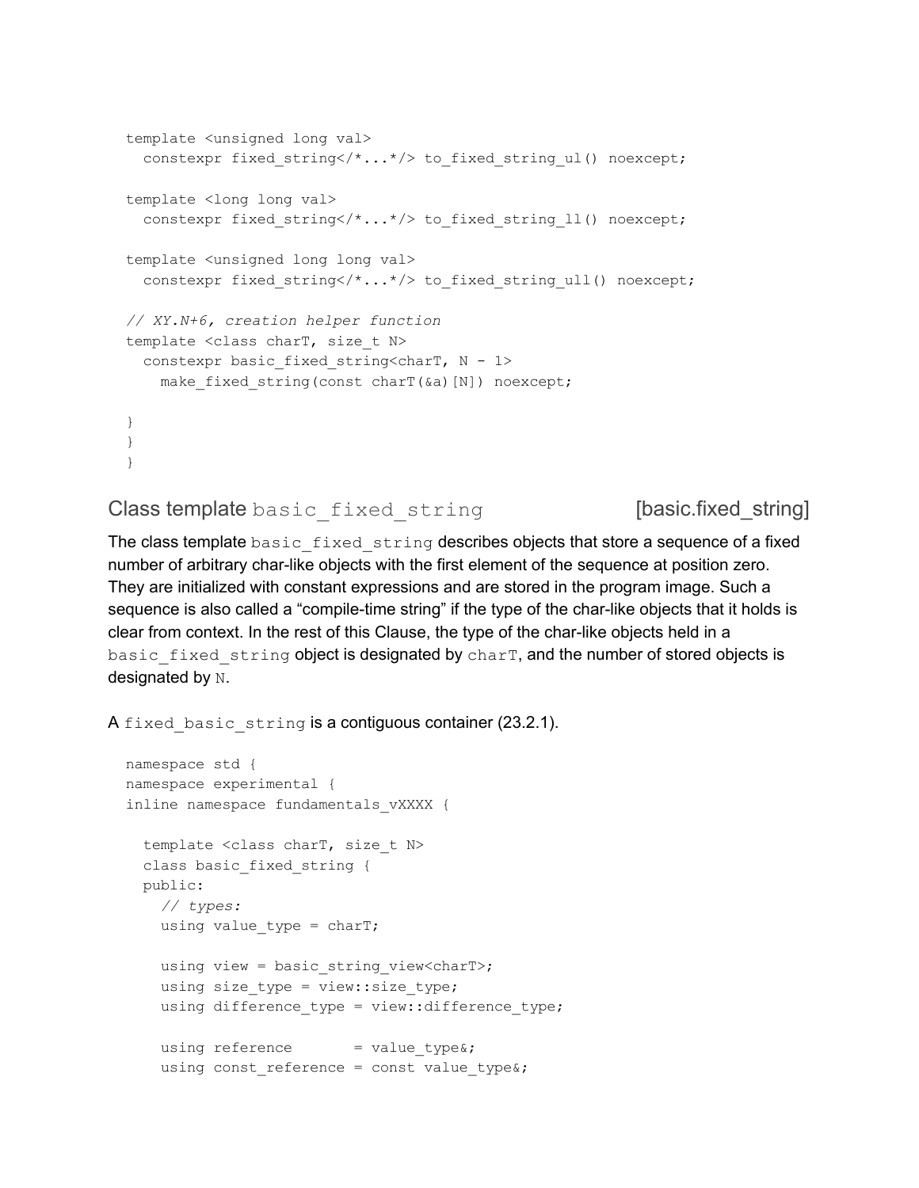```
template <unsigned long val>
  constexpr fixed_string</*...*/> to_fixed_string_ul() noexcept;

template <long long val>
  constexpr fixed_string</*...*/> to_fixed_string_ll() noexcept;

template <unsigned long long val>
  constexpr fixed_string</*...*/> to_fixed_string_ull() noexcept;

// XY.N+6, creation helper function
template <class charT, size_t N>
  constexpr basic_fixed_string<charT, N - 1>
    make_fixed_string(const charT(&a)[N]) noexcept;

}
}
}
```

## Class template `basic_fixed_string` [basic.fixed_string]

The class template `basic_fixed_string` describes objects that store a sequence of a fixed number of arbitrary char-like objects with the first element of the sequence at position zero. They are initialized with constant expressions and are stored in the program image. Such a sequence is also called a "compile-time string" if the type of the char-like objects that it holds is clear from context. In the rest of this Clause, the type of the char-like objects held in a `basic_fixed_string` object is designated by `charT`, and the number of stored objects is designated by `N`.

A `fixed_basic_string` is a contiguous container (23.2.1).

```
namespace std {
namespace experimental {
inline namespace fundamentals_vXXXX {

  template <class charT, size_t N>
  class basic_fixed_string {
  public:
    // types:
    using value_type = charT;

    using view = basic_string_view<charT>;
    using size_type = view::size_type;
    using difference_type = view::difference_type;

    using reference       = value_type&;
    using const_reference = const value_type&;
```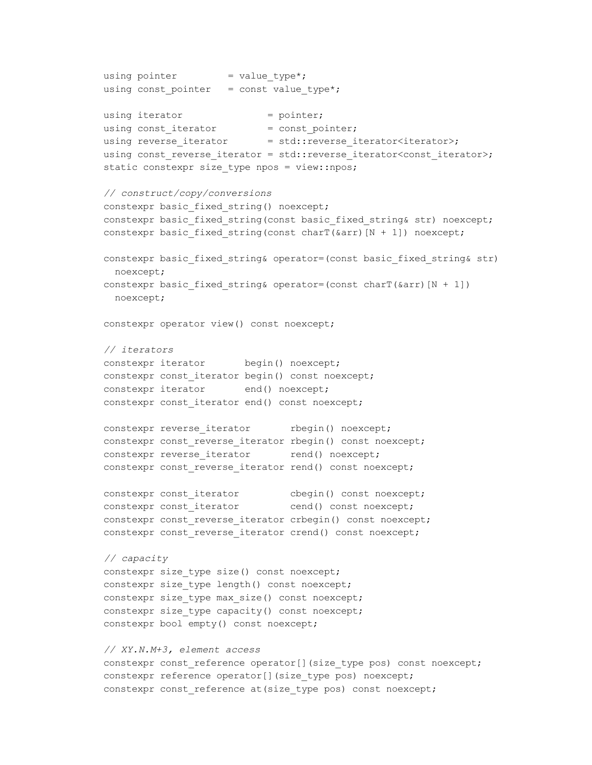```
using pointer         = value_type*;
using const_pointer   = const value_type*;

using iterator               = pointer;
using const_iterator         = const_pointer;
using reverse_iterator       = std::reverse_iterator<iterator>;
using const_reverse_iterator = std::reverse_iterator<const_iterator>;
static constexpr size_type npos = view::npos;

// construct/copy/conversions
constexpr basic_fixed_string() noexcept;
constexpr basic_fixed_string(const basic_fixed_string& str) noexcept;
constexpr basic_fixed_string(const charT(&arr)[N + 1]) noexcept;

constexpr basic_fixed_string& operator=(const basic_fixed_string& str)
  noexcept;
constexpr basic_fixed_string& operator=(const charT(&arr)[N + 1])
  noexcept;

constexpr operator view() const noexcept;

// iterators
constexpr iterator       begin() noexcept;
constexpr const_iterator begin() const noexcept;
constexpr iterator       end() noexcept;
constexpr const_iterator end() const noexcept;

constexpr reverse_iterator       rbegin() noexcept;
constexpr const_reverse_iterator rbegin() const noexcept;
constexpr reverse_iterator       rend() noexcept;
constexpr const_reverse_iterator rend() const noexcept;

constexpr const_iterator         cbegin() const noexcept;
constexpr const_iterator         cend() const noexcept;
constexpr const_reverse_iterator crbegin() const noexcept;
constexpr const_reverse_iterator crend() const noexcept;

// capacity
constexpr size_type size() const noexcept;
constexpr size_type length() const noexcept;
constexpr size_type max_size() const noexcept;
constexpr size_type capacity() const noexcept;
constexpr bool empty() const noexcept;

// XY.N.M+3, element access
constexpr const_reference operator[](size_type pos) const noexcept;
constexpr reference operator[](size_type pos) noexcept;
constexpr const_reference at(size_type pos) const noexcept;
```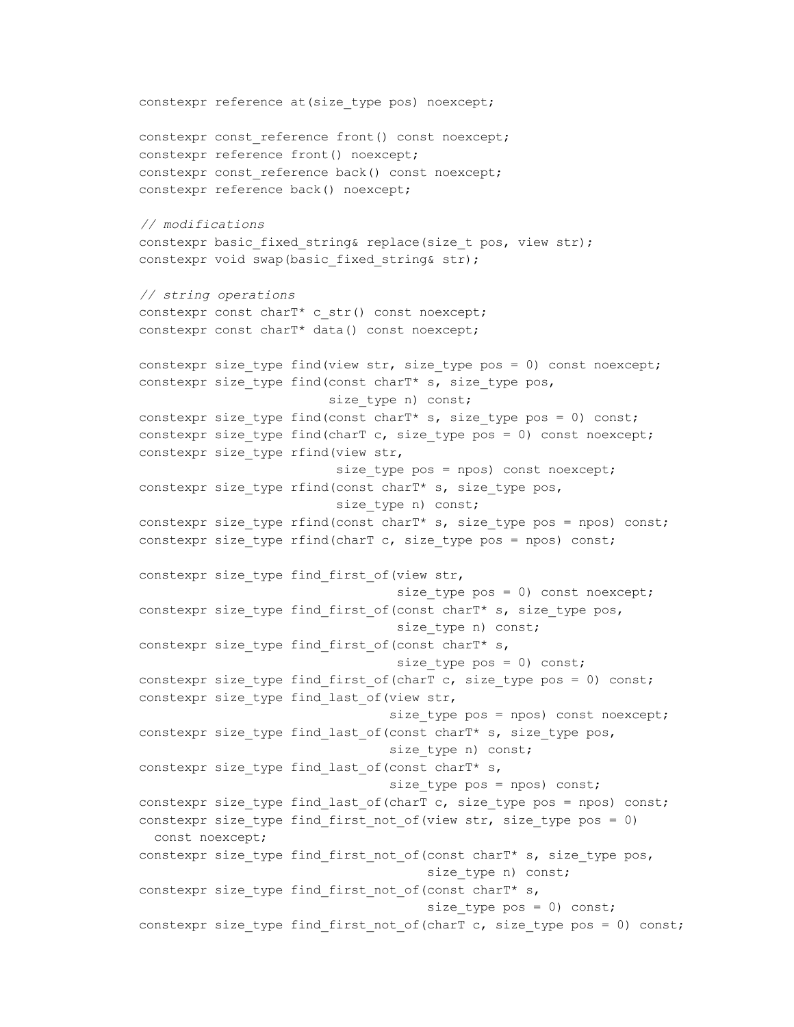```
constexpr reference at(size_type pos) noexcept;

constexpr const_reference front() const noexcept;
constexpr reference front() noexcept;
constexpr const_reference back() const noexcept;
constexpr reference back() noexcept;

// modifications
constexpr basic_fixed_string& replace(size_t pos, view str);
constexpr void swap(basic_fixed_string& str);

// string operations
constexpr const charT* c_str() const noexcept;
constexpr const charT* data() const noexcept;

constexpr size_type find(view str, size_type pos = 0) const noexcept;
constexpr size_type find(const charT* s, size_type pos,
                         size_type n) const;
constexpr size_type find(const charT* s, size_type pos = 0) const;
constexpr size_type find(charT c, size_type pos = 0) const noexcept;
constexpr size_type rfind(view str,
                          size_type pos = npos) const noexcept;
constexpr size_type rfind(const charT* s, size_type pos,
                          size_type n) const;
constexpr size_type rfind(const charT* s, size_type pos = npos) const;
constexpr size_type rfind(charT c, size_type pos = npos) const;

constexpr size_type find_first_of(view str,
                                  size_type pos = 0) const noexcept;
constexpr size_type find_first_of(const charT* s, size_type pos,
                                  size_type n) const;
constexpr size_type find_first_of(const charT* s,
                                  size_type pos = 0) const;
constexpr size_type find_first_of(charT c, size_type pos = 0) const;
constexpr size_type find_last_of(view str,
                                 size_type pos = npos) const noexcept;
constexpr size_type find_last_of(const charT* s, size_type pos,
                                 size_type n) const;
constexpr size_type find_last_of(const charT* s,
                                 size_type pos = npos) const;
constexpr size_type find_last_of(charT c, size_type pos = npos) const;
constexpr size_type find_first_not_of(view str, size_type pos = 0)
  const noexcept;
constexpr size_type find_first_not_of(const charT* s, size_type pos,
                                      size_type n) const;
constexpr size_type find_first_not_of(const charT* s,
                                      size_type pos = 0) const;
constexpr size_type find_first_not_of(charT c, size_type pos = 0) const;
```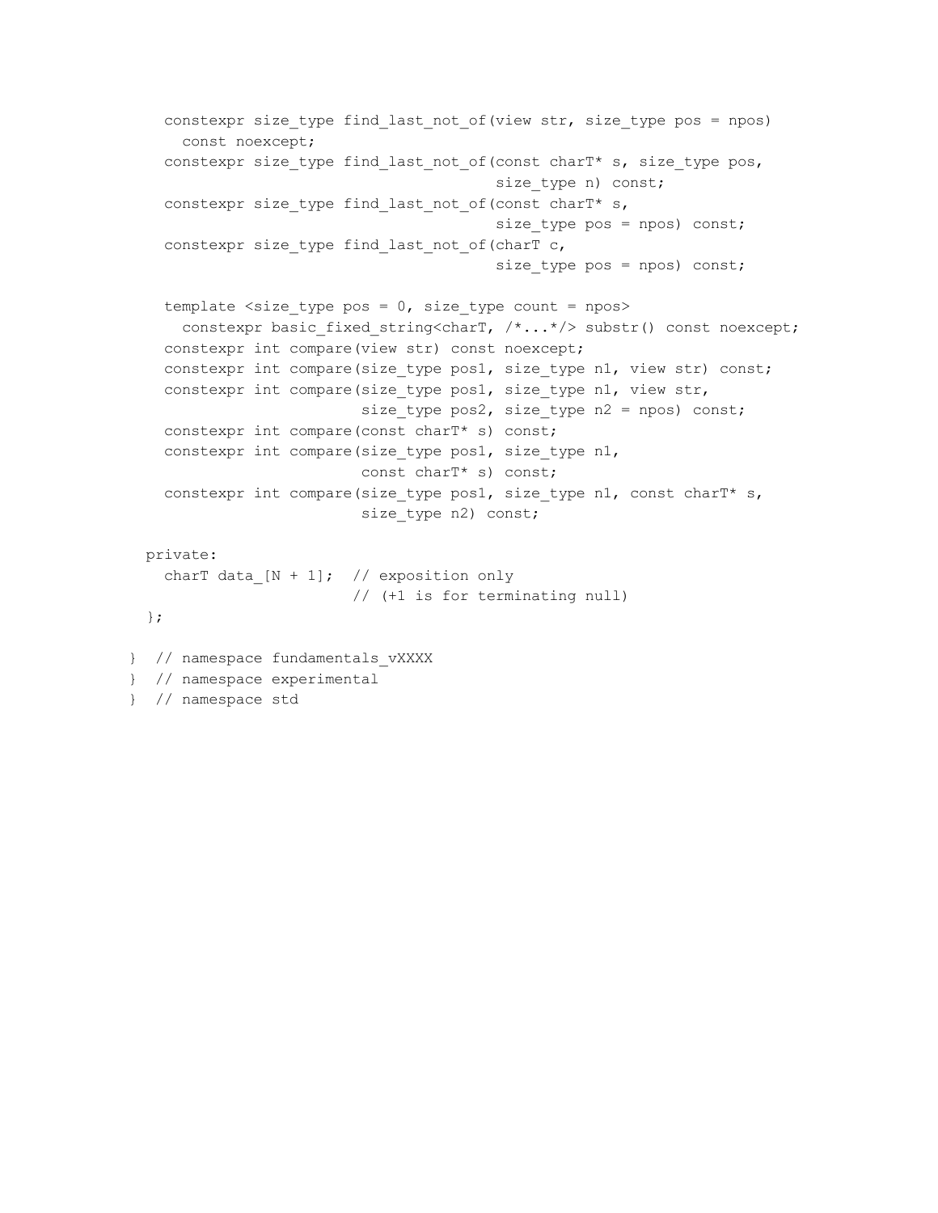```
    constexpr size_type find_last_not_of(view str, size_type pos = npos)
      const noexcept;
    constexpr size_type find_last_not_of(const charT* s, size_type pos,
                                         size_type n) const;
    constexpr size_type find_last_not_of(const charT* s,
                                         size_type pos = npos) const;
    constexpr size_type find_last_not_of(charT c,
                                         size_type pos = npos) const;

    template <size_type pos = 0, size_type count = npos>
      constexpr basic_fixed_string<charT, /*...*/> substr() const noexcept;
    constexpr int compare(view str) const noexcept;
    constexpr int compare(size_type pos1, size_type n1, view str) const;
    constexpr int compare(size_type pos1, size_type n1, view str,
                          size_type pos2, size_type n2 = npos) const;
    constexpr int compare(const charT* s) const;
    constexpr int compare(size_type pos1, size_type n1,
                          const charT* s) const;
    constexpr int compare(size_type pos1, size_type n1, const charT* s,
                          size_type n2) const;

  private:
    charT data_[N + 1];  // exposition only
                         // (+1 is for terminating null)
  };

}  // namespace fundamentals_vXXXX
}  // namespace experimental
}  // namespace std
```